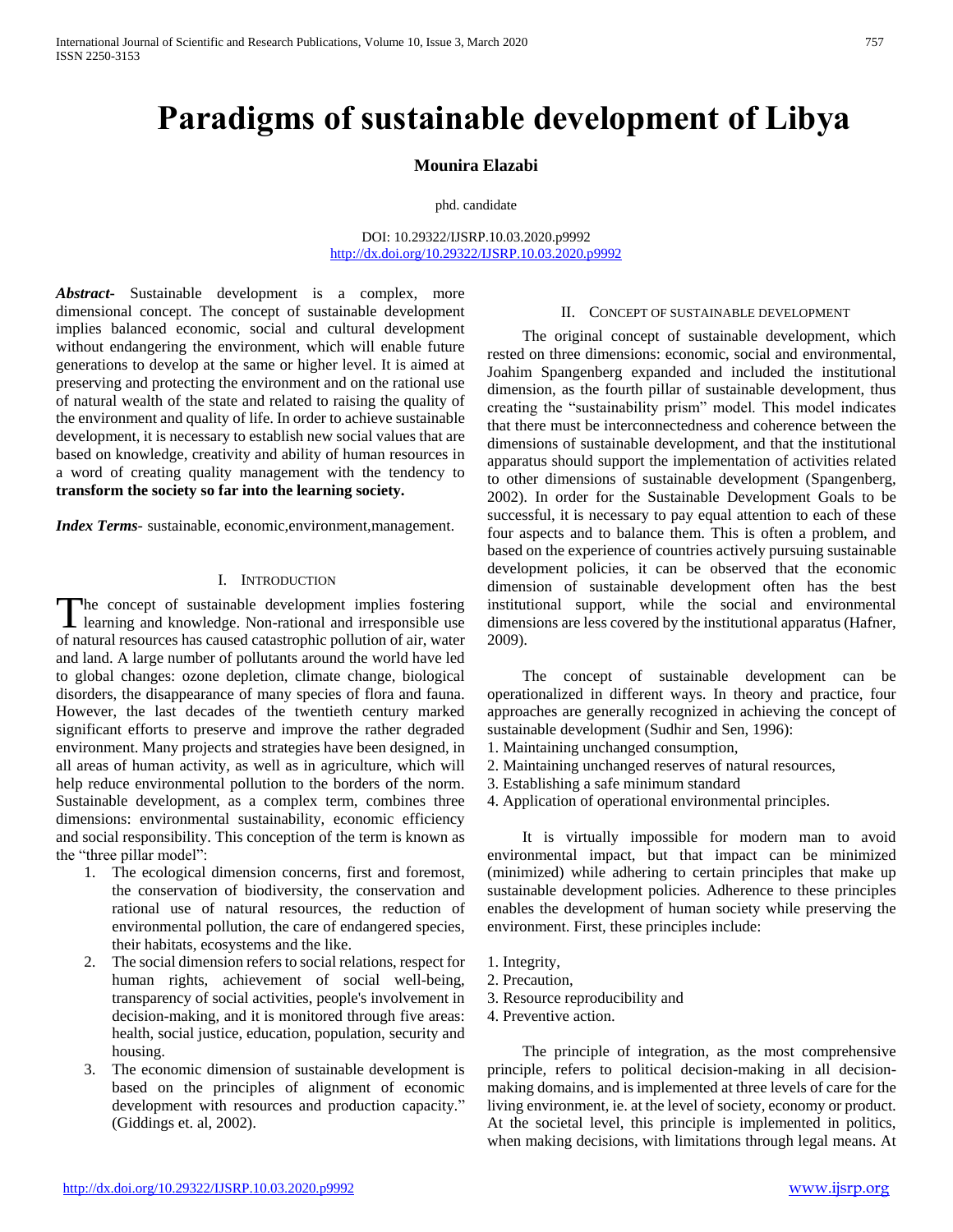# Paradigms of sustainable development of Libya

**Mounira Elazabi**

phd. candidate

DOI: 10.29322/IJSRP.10.03.2020.p9992
http://dx.doi.org/10.29322/IJSRP.10.03.2020.p9992

***Abstract***- Sustainable development is a complex, more dimensional concept. The concept of sustainable development implies balanced economic, social and cultural development without endangering the environment, which will enable future generations to develop at the same or higher level. It is aimed at preserving and protecting the environment and on the rational use of natural wealth of the state and related to raising the quality of the environment and quality of life. In order to achieve sustainable development, it is necessary to establish new social values that are based on knowledge, creativity and ability of human resources in a word of creating quality management with the tendency to **transform the society so far into the learning society.**

***Index Terms***- sustainable, economic,environment,management.

## I. Introduction

The concept of sustainable development implies fostering learning and knowledge. Non-rational and irresponsible use of natural resources has caused catastrophic pollution of air, water and land. A large number of pollutants around the world have led to global changes: ozone depletion, climate change, biological disorders, the disappearance of many species of flora and fauna. However, the last decades of the twentieth century marked significant efforts to preserve and improve the rather degraded environment. Many projects and strategies have been designed, in all areas of human activity, as well as in agriculture, which will help reduce environmental pollution to the borders of the norm. Sustainable development, as a complex term, combines three dimensions: environmental sustainability, economic efficiency and social responsibility. This conception of the term is known as the "three pillar model":

1. The ecological dimension concerns, first and foremost, the conservation of biodiversity, the conservation and rational use of natural resources, the reduction of environmental pollution, the care of endangered species, their habitats, ecosystems and the like.
2. The social dimension refers to social relations, respect for human rights, achievement of social well-being, transparency of social activities, people's involvement in decision-making, and it is monitored through five areas: health, social justice, education, population, security and housing.
3. The economic dimension of sustainable development is based on the principles of alignment of economic development with resources and production capacity." (Giddings et. al, 2002).

## II. Concept of sustainable development

The original concept of sustainable development, which rested on three dimensions: economic, social and environmental, Joahim Spangenberg expanded and included the institutional dimension, as the fourth pillar of sustainable development, thus creating the "sustainability prism" model. This model indicates that there must be interconnectedness and coherence between the dimensions of sustainable development, and that the institutional apparatus should support the implementation of activities related to other dimensions of sustainable development (Spangenberg, 2002). In order for the Sustainable Development Goals to be successful, it is necessary to pay equal attention to each of these four aspects and to balance them. This is often a problem, and based on the experience of countries actively pursuing sustainable development policies, it can be observed that the economic dimension of sustainable development often has the best institutional support, while the social and environmental dimensions are less covered by the institutional apparatus (Hafner, 2009).

The concept of sustainable development can be operationalized in different ways. In theory and practice, four approaches are generally recognized in achieving the concept of sustainable development (Sudhir and Sen, 1996):
1. Maintaining unchanged consumption,
2. Maintaining unchanged reserves of natural resources,
3. Establishing a safe minimum standard
4. Application of operational environmental principles.

It is virtually impossible for modern man to avoid environmental impact, but that impact can be minimized (minimized) while adhering to certain principles that make up sustainable development policies. Adherence to these principles enables the development of human society while preserving the environment. First, these principles include:

1. Integrity,
2. Precaution,
3. Resource reproducibility and
4. Preventive action.

The principle of integration, as the most comprehensive principle, refers to political decision-making in all decision-making domains, and is implemented at three levels of care for the living environment, ie. at the level of society, economy or product. At the societal level, this principle is implemented in politics, when making decisions, with limitations through legal means. At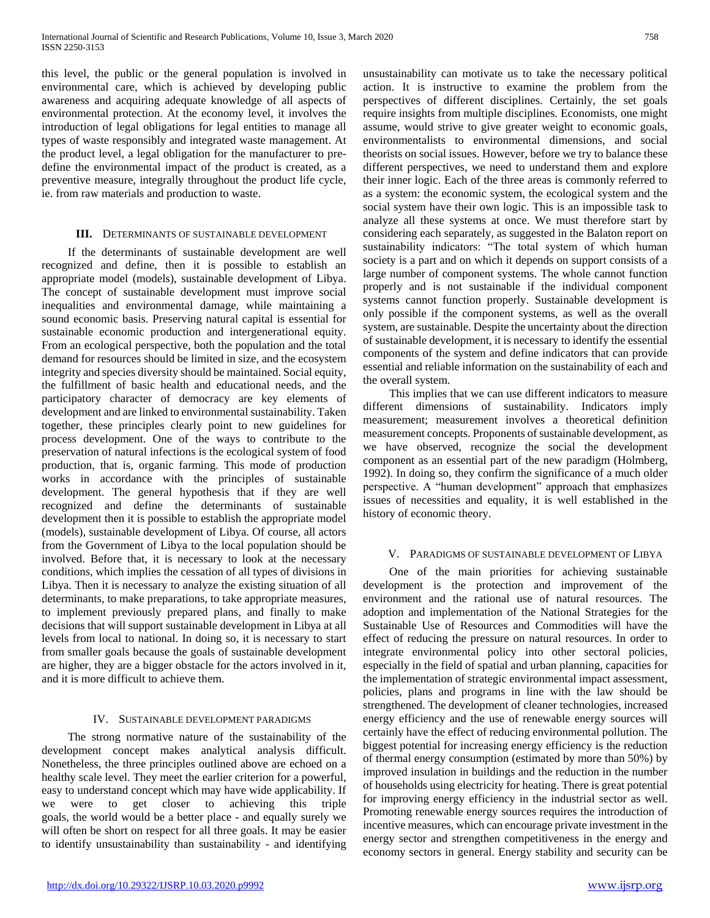this level, the public or the general population is involved in environmental care, which is achieved by developing public awareness and acquiring adequate knowledge of all aspects of environmental protection. At the economy level, it involves the introduction of legal obligations for legal entities to manage all types of waste responsibly and integrated waste management. At the product level, a legal obligation for the manufacturer to pre-define the environmental impact of the product is created, as a preventive measure, integrally throughout the product life cycle, ie. from raw materials and production to waste.

## III. Determinants of sustainable development

If the determinants of sustainable development are well recognized and define, then it is possible to establish an appropriate model (models), sustainable development of Libya. The concept of sustainable development must improve social inequalities and environmental damage, while maintaining a sound economic basis. Preserving natural capital is essential for sustainable economic production and intergenerational equity. From an ecological perspective, both the population and the total demand for resources should be limited in size, and the ecosystem integrity and species diversity should be maintained. Social equity, the fulfillment of basic health and educational needs, and the participatory character of democracy are key elements of development and are linked to environmental sustainability. Taken together, these principles clearly point to new guidelines for process development. One of the ways to contribute to the preservation of natural infections is the ecological system of food production, that is, organic farming. This mode of production works in accordance with the principles of sustainable development. The general hypothesis that if they are well recognized and define the determinants of sustainable development then it is possible to establish the appropriate model (models), sustainable development of Libya. Of course, all actors from the Government of Libya to the local population should be involved. Before that, it is necessary to look at the necessary conditions, which implies the cessation of all types of divisions in Libya. Then it is necessary to analyze the existing situation of all determinants, to make preparations, to take appropriate measures, to implement previously prepared plans, and finally to make decisions that will support sustainable development in Libya at all levels from local to national. In doing so, it is necessary to start from smaller goals because the goals of sustainable development are higher, they are a bigger obstacle for the actors involved in it, and it is more difficult to achieve them.

## IV. Sustainable development paradigms

The strong normative nature of the sustainability of the development concept makes analytical analysis difficult. Nonetheless, the three principles outlined above are echoed on a healthy scale level. They meet the earlier criterion for a powerful, easy to understand concept which may have wide applicability. If we were to get closer to achieving this triple goals, the world would be a better place - and equally surely we will often be short on respect for all three goals. It may be easier to identify unsustainability than sustainability - and identifying unsustainability can motivate us to take the necessary political action. It is instructive to examine the problem from the perspectives of different disciplines. Certainly, the set goals require insights from multiple disciplines. Economists, one might assume, would strive to give greater weight to economic goals, environmentalists to environmental dimensions, and social theorists on social issues. However, before we try to balance these different perspectives, we need to understand them and explore their inner logic. Each of the three areas is commonly referred to as a system: the economic system, the ecological system and the social system have their own logic. This is an impossible task to analyze all these systems at once. We must therefore start by considering each separately, as suggested in the Balaton report on sustainability indicators: "The total system of which human society is a part and on which it depends on support consists of a large number of component systems. The whole cannot function properly and is not sustainable if the individual component systems cannot function properly. Sustainable development is only possible if the component systems, as well as the overall system, are sustainable. Despite the uncertainty about the direction of sustainable development, it is necessary to identify the essential components of the system and define indicators that can provide essential and reliable information on the sustainability of each and the overall system.

This implies that we can use different indicators to measure different dimensions of sustainability. Indicators imply measurement; measurement involves a theoretical definition measurement concepts. Proponents of sustainable development, as we have observed, recognize the social the development component as an essential part of the new paradigm (Holmberg, 1992). In doing so, they confirm the significance of a much older perspective. A "human development" approach that emphasizes issues of necessities and equality, it is well established in the history of economic theory.

## V. Paradigms of sustainable development of Libya

One of the main priorities for achieving sustainable development is the protection and improvement of the environment and the rational use of natural resources. The adoption and implementation of the National Strategies for the Sustainable Use of Resources and Commodities will have the effect of reducing the pressure on natural resources. In order to integrate environmental policy into other sectoral policies, especially in the field of spatial and urban planning, capacities for the implementation of strategic environmental impact assessment, policies, plans and programs in line with the law should be strengthened. The development of cleaner technologies, increased energy efficiency and the use of renewable energy sources will certainly have the effect of reducing environmental pollution. The biggest potential for increasing energy efficiency is the reduction of thermal energy consumption (estimated by more than 50%) by improved insulation in buildings and the reduction in the number of households using electricity for heating. There is great potential for improving energy efficiency in the industrial sector as well. Promoting renewable energy sources requires the introduction of incentive measures, which can encourage private investment in the energy sector and strengthen competitiveness in the energy and economy sectors in general. Energy stability and security can be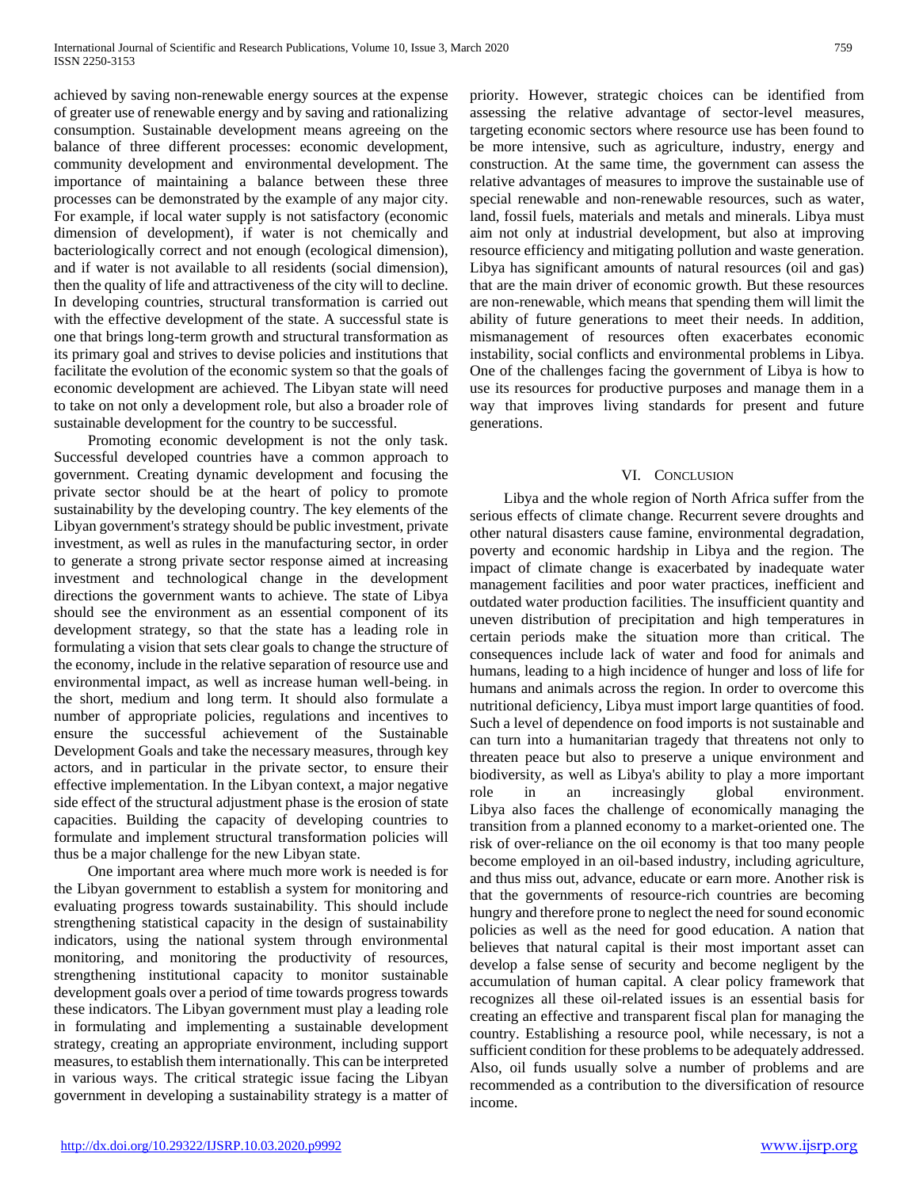achieved by saving non-renewable energy sources at the expense of greater use of renewable energy and by saving and rationalizing consumption. Sustainable development means agreeing on the balance of three different processes: economic development, community development and environmental development. The importance of maintaining a balance between these three processes can be demonstrated by the example of any major city. For example, if local water supply is not satisfactory (economic dimension of development), if water is not chemically and bacteriologically correct and not enough (ecological dimension), and if water is not available to all residents (social dimension), then the quality of life and attractiveness of the city will to decline. In developing countries, structural transformation is carried out with the effective development of the state. A successful state is one that brings long-term growth and structural transformation as its primary goal and strives to devise policies and institutions that facilitate the evolution of the economic system so that the goals of economic development are achieved. The Libyan state will need to take on not only a development role, but also a broader role of sustainable development for the country to be successful.

Promoting economic development is not the only task. Successful developed countries have a common approach to government. Creating dynamic development and focusing the private sector should be at the heart of policy to promote sustainability by the developing country. The key elements of the Libyan government's strategy should be public investment, private investment, as well as rules in the manufacturing sector, in order to generate a strong private sector response aimed at increasing investment and technological change in the development directions the government wants to achieve. The state of Libya should see the environment as an essential component of its development strategy, so that the state has a leading role in formulating a vision that sets clear goals to change the structure of the economy, include in the relative separation of resource use and environmental impact, as well as increase human well-being. in the short, medium and long term. It should also formulate a number of appropriate policies, regulations and incentives to ensure the successful achievement of the Sustainable Development Goals and take the necessary measures, through key actors, and in particular in the private sector, to ensure their effective implementation. In the Libyan context, a major negative side effect of the structural adjustment phase is the erosion of state capacities. Building the capacity of developing countries to formulate and implement structural transformation policies will thus be a major challenge for the new Libyan state.

One important area where much more work is needed is for the Libyan government to establish a system for monitoring and evaluating progress towards sustainability. This should include strengthening statistical capacity in the design of sustainability indicators, using the national system through environmental monitoring, and monitoring the productivity of resources, strengthening institutional capacity to monitor sustainable development goals over a period of time towards progress towards these indicators. The Libyan government must play a leading role in formulating and implementing a sustainable development strategy, creating an appropriate environment, including support measures, to establish them internationally. This can be interpreted in various ways. The critical strategic issue facing the Libyan government in developing a sustainability strategy is a matter of priority. However, strategic choices can be identified from assessing the relative advantage of sector-level measures, targeting economic sectors where resource use has been found to be more intensive, such as agriculture, industry, energy and construction. At the same time, the government can assess the relative advantages of measures to improve the sustainable use of special renewable and non-renewable resources, such as water, land, fossil fuels, materials and metals and minerals. Libya must aim not only at industrial development, but also at improving resource efficiency and mitigating pollution and waste generation. Libya has significant amounts of natural resources (oil and gas) that are the main driver of economic growth. But these resources are non-renewable, which means that spending them will limit the ability of future generations to meet their needs. In addition, mismanagement of resources often exacerbates economic instability, social conflicts and environmental problems in Libya. One of the challenges facing the government of Libya is how to use its resources for productive purposes and manage them in a way that improves living standards for present and future generations.

## VI. Conclusion

Libya and the whole region of North Africa suffer from the serious effects of climate change. Recurrent severe droughts and other natural disasters cause famine, environmental degradation, poverty and economic hardship in Libya and the region. The impact of climate change is exacerbated by inadequate water management facilities and poor water practices, inefficient and outdated water production facilities. The insufficient quantity and uneven distribution of precipitation and high temperatures in certain periods make the situation more than critical. The consequences include lack of water and food for animals and humans, leading to a high incidence of hunger and loss of life for humans and animals across the region. In order to overcome this nutritional deficiency, Libya must import large quantities of food. Such a level of dependence on food imports is not sustainable and can turn into a humanitarian tragedy that threatens not only to threaten peace but also to preserve a unique environment and biodiversity, as well as Libya's ability to play a more important role in an increasingly global environment. Libya also faces the challenge of economically managing the transition from a planned economy to a market-oriented one. The risk of over-reliance on the oil economy is that too many people become employed in an oil-based industry, including agriculture, and thus miss out, advance, educate or earn more. Another risk is that the governments of resource-rich countries are becoming hungry and therefore prone to neglect the need for sound economic policies as well as the need for good education. A nation that believes that natural capital is their most important asset can develop a false sense of security and become negligent by the accumulation of human capital. A clear policy framework that recognizes all these oil-related issues is an essential basis for creating an effective and transparent fiscal plan for managing the country. Establishing a resource pool, while necessary, is not a sufficient condition for these problems to be adequately addressed. Also, oil funds usually solve a number of problems and are recommended as a contribution to the diversification of resource income.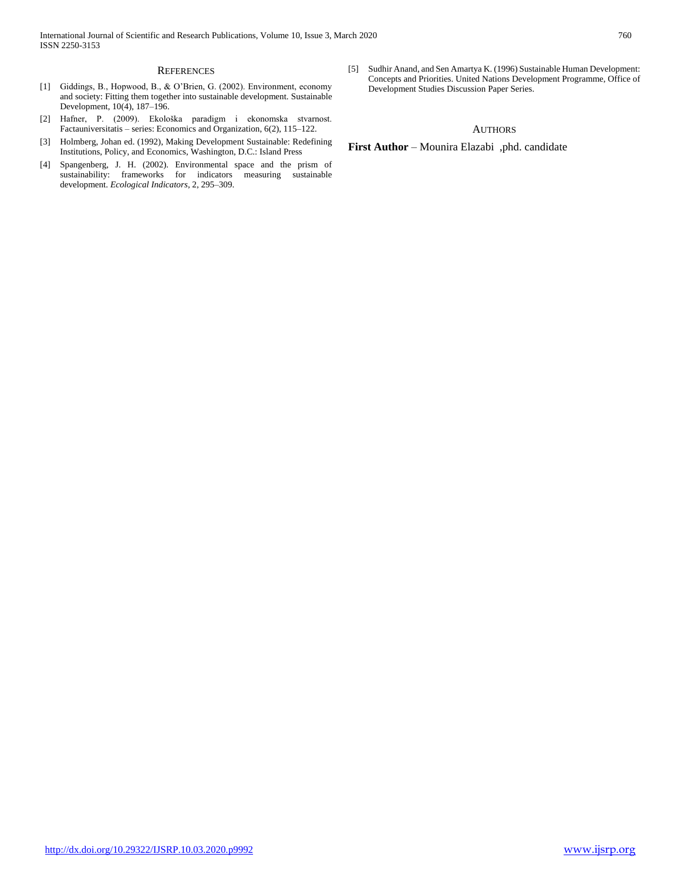## References

[1] Giddings, B., Hopwood, B., & O'Brien, G. (2002). Environment, economy and society: Fitting them together into sustainable development. Sustainable Development, 10(4), 187–196.

[2] Hafner, P. (2009). Ekološka paradigm i ekonomska stvarnost. Factauniversitatis – series: Economics and Organization, 6(2), 115–122.

[3] Holmberg, Johan ed. (1992), Making Development Sustainable: Redefining Institutions, Policy, and Economics, Washington, D.C.: Island Press

[4] Spangenberg, J. H. (2002). Environmental space and the prism of sustainability: frameworks for indicators measuring sustainable development. *Ecological Indicators*, 2, 295–309.

[5] Sudhir Anand, and Sen Amartya K. (1996) Sustainable Human Development: Concepts and Priorities. United Nations Development Programme, Office of Development Studies Discussion Paper Series.

## Authors

**First Author** – Mounira Elazabi ,phd. candidate